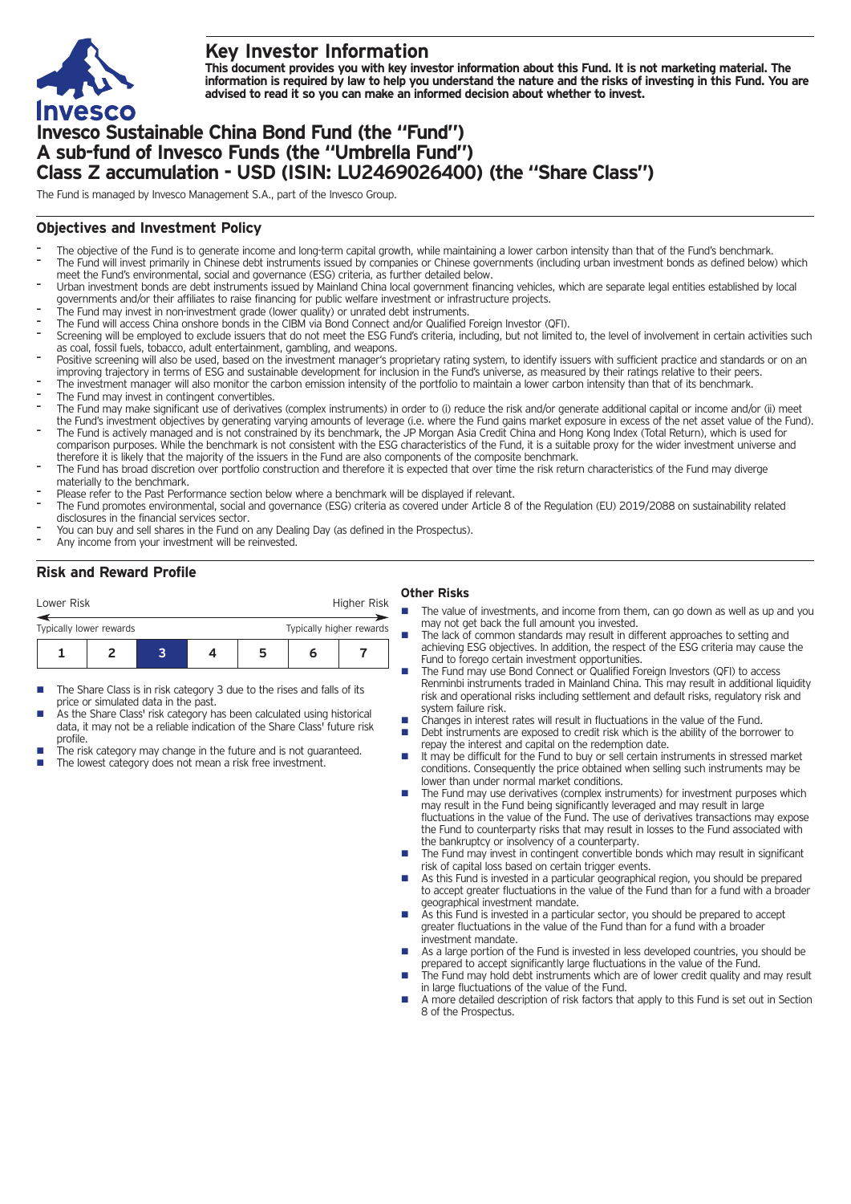# Key Investor Information

**This document provides you with key investor information about this Fund. It is not marketing material. The information is required by law to help you understand the nature and the risks of investing in this Fund. You are advised to read it so you can make an informed decision about whether to invest.**

# Invesco Sustainable China Bond Fund (the "Fund") A sub-fund of Invesco Funds (the "Umbrella Fund") Class Z accumulation - USD (ISIN: LU2469026400) (the "Share Class")

The Fund is managed by Invesco Management S.A., part of the Invesco Group.

## Objectives and Investment Policy

- The objective of the Fund is to generate income and long-term capital growth, while maintaining a lower carbon intensity than that of the Fund's benchmark.
- The Fund will invest primarily in Chinese debt instruments issued by companies or Chinese governments (including urban investment bonds as defined below) which meet the Fund's environmental, social and governance (ESG) criteria, as further detailed below.
- Urban investment bonds are debt instruments issued by Mainland China local government financing vehicles, which are separate legal entities established by local governments and/or their affiliates to raise financing for public welfare investment or infrastructure projects.
- The Fund may invest in non-investment grade (lower quality) or unrated debt instruments.
- The Fund will access China onshore bonds in the CIBM via Bond Connect and/or Qualified Foreign Investor (QFI).
- Screening will be employed to exclude issuers that do not meet the ESG Fund's criteria, including, but not limited to, the level of involvement in certain activities such as coal, fossil fuels, tobacco, adult entertainment, gambling, and weapons.
- Positive screening will also be used, based on the investment manager's proprietary rating system, to identify issuers with sufficient practice and standards or on an improving trajectory in terms of ESG and sustainable development for inclusion in the Fund's universe, as measured by their ratings relative to their peers.
- The investment manager will also monitor the carbon emission intensity of the portfolio to maintain a lower carbon intensity than that of its benchmark.
- The Fund may invest in contingent convertibles.
- The Fund may make significant use of derivatives (complex instruments) in order to (i) reduce the risk and/or generate additional capital or income and/or (ii) meet the Fund's investment objectives by generating varying amounts of leverage (i.e. where the Fund gains market exposure in excess of the net asset value of the Fund).
- The Fund is actively managed and is not constrained by its benchmark, the JP Morgan Asia Credit China and Hong Kong Index (Total Return), which is used for comparison purposes. While the benchmark is not consistent with the ESG characteristics of the Fund, it is a suitable proxy for the wider investment universe and therefore it is likely that the majority of the issuers in the Fund are also components of the composite benchmark.
- The Fund has broad discretion over portfolio construction and therefore it is expected that over time the risk return characteristics of the Fund may diverge materially to the benchmark.
- Please refer to the Past Performance section below where a benchmark will be displayed if relevant.
- The Fund promotes environmental, social and governance (ESG) criteria as covered under Article 8 of the Regulation (EU) 2019/2088 on sustainability related disclosures in the financial services sector.
- You can buy and sell shares in the Fund on any Dealing Day (as defined in the Prospectus).
- Any income from your investment will be reinvested.

## Risk and Reward Profile

Lower Risk — Higher Risk

Typically lower rewards — Typically higher rewards

| 1 | 2 | **3** | 4 | 5 | 6 | 7 |
|---|---|---|---|---|---|---|

- The Share Class is in risk category 3 due to the rises and falls of its price or simulated data in the past.
- As the Share Class' risk category has been calculated using historical data, it may not be a reliable indication of the Share Class' future risk profile.
- The risk category may change in the future and is not guaranteed.
- The lowest category does not mean a risk free investment.

### Other Risks

- The value of investments, and income from them, can go down as well as up and you may not get back the full amount you invested.
- The lack of common standards may result in different approaches to setting and achieving ESG objectives. In addition, the respect of the ESG criteria may cause the Fund to forego certain investment opportunities.
- The Fund may use Bond Connect or Qualified Foreign Investors (QFI) to access Renminbi instruments traded in Mainland China. This may result in additional liquidity risk and operational risks including settlement and default risks, regulatory risk and system failure risk.
- Changes in interest rates will result in fluctuations in the value of the Fund.
- Debt instruments are exposed to credit risk which is the ability of the borrower to repay the interest and capital on the redemption date.
- It may be difficult for the Fund to buy or sell certain instruments in stressed market conditions. Consequently the price obtained when selling such instruments may be lower than under normal market conditions.
- The Fund may use derivatives (complex instruments) for investment purposes which may result in the Fund being significantly leveraged and may result in large fluctuations in the value of the Fund. The use of derivatives transactions may expose the Fund to counterparty risks that may result in losses to the Fund associated with the bankruptcy or insolvency of a counterparty.
- The Fund may invest in contingent convertible bonds which may result in significant risk of capital loss based on certain trigger events.
- As this Fund is invested in a particular geographical region, you should be prepared to accept greater fluctuations in the value of the Fund than for a fund with a broader geographical investment mandate.
- As this Fund is invested in a particular sector, you should be prepared to accept greater fluctuations in the value of the Fund than for a fund with a broader investment mandate.
- As a large portion of the Fund is invested in less developed countries, you should be prepared to accept significantly large fluctuations in the value of the Fund.
- The Fund may hold debt instruments which are of lower credit quality and may result in large fluctuations of the value of the Fund.
- A more detailed description of risk factors that apply to this Fund is set out in Section 8 of the Prospectus.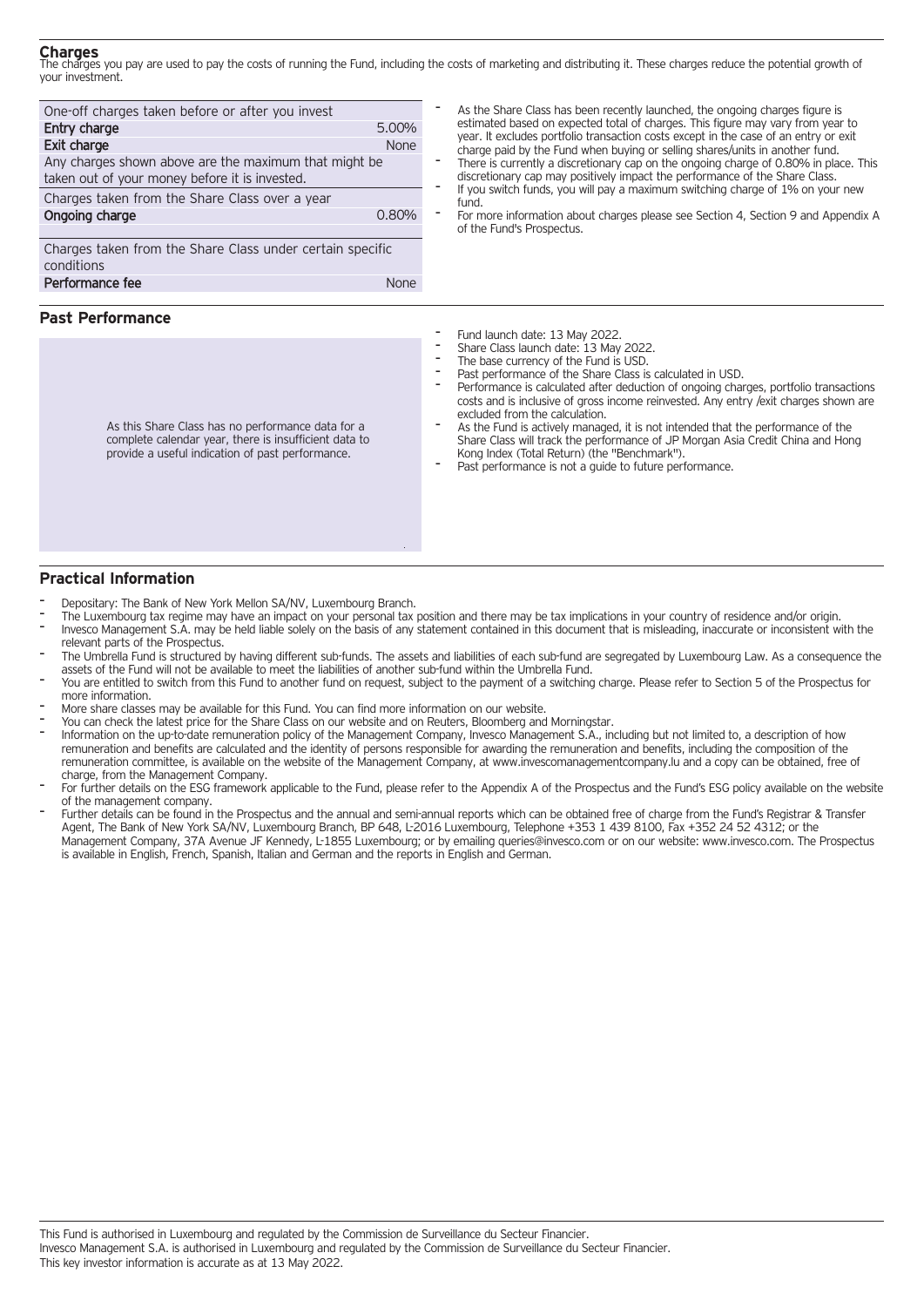## Charges

The charges you pay are used to pay the costs of running the Fund, including the costs of marketing and distributing it. These charges reduce the potential growth of your investment.

| One-off charges taken before or after you invest | |
|---|---|
| **Entry charge** | 5.00% |
| **Exit charge** | None |
| Any charges shown above are the maximum that might be taken out of your money before it is invested. | |
| Charges taken from the Share Class over a year | |
| **Ongoing charge** | 0.80% |
| Charges taken from the Share Class under certain specific conditions | |
| **Performance fee** | None |

- As the Share Class has been recently launched, the ongoing charges figure is estimated based on expected total of charges. This figure may vary from year to year. It excludes portfolio transaction costs except in the case of an entry or exit charge paid by the Fund when buying or selling shares/units in another fund.
- There is currently a discretionary cap on the ongoing charge of 0.80% in place. This discretionary cap may positively impact the performance of the Share Class.
- If you switch funds, you will pay a maximum switching charge of 1% on your new fund.
- For more information about charges please see Section 4, Section 9 and Appendix A of the Fund's Prospectus.

## Past Performance

As this Share Class has no performance data for a complete calendar year, there is insufficient data to provide a useful indication of past performance.

- Fund launch date: 13 May 2022.
- Share Class launch date: 13 May 2022.
- The base currency of the Fund is USD.
- Past performance of the Share Class is calculated in USD.
- Performance is calculated after deduction of ongoing charges, portfolio transactions costs and is inclusive of gross income reinvested. Any entry /exit charges shown are excluded from the calculation.
- As the Fund is actively managed, it is not intended that the performance of the Share Class will track the performance of JP Morgan Asia Credit China and Hong Kong Index (Total Return) (the "Benchmark").
- Past performance is not a guide to future performance.

## Practical Information

- Depositary: The Bank of New York Mellon SA/NV, Luxembourg Branch.
- The Luxembourg tax regime may have an impact on your personal tax position and there may be tax implications in your country of residence and/or origin.
- Invesco Management S.A. may be held liable solely on the basis of any statement contained in this document that is misleading, inaccurate or inconsistent with the relevant parts of the Prospectus.
- The Umbrella Fund is structured by having different sub-funds. The assets and liabilities of each sub-fund are segregated by Luxembourg Law. As a consequence the assets of the Fund will not be available to meet the liabilities of another sub-fund within the Umbrella Fund.
- You are entitled to switch from this Fund to another fund on request, subject to the payment of a switching charge. Please refer to Section 5 of the Prospectus for more information.
- More share classes may be available for this Fund. You can find more information on our website.
- You can check the latest price for the Share Class on our website and on Reuters, Bloomberg and Morningstar.
- Information on the up-to-date remuneration policy of the Management Company, Invesco Management S.A., including but not limited to, a description of how remuneration and benefits are calculated and the identity of persons responsible for awarding the remuneration and benefits, including the composition of the remuneration committee, is available on the website of the Management Company, at www.invescomanagementcompany.lu and a copy can be obtained, free of charge, from the Management Company.
- For further details on the ESG framework applicable to the Fund, please refer to the Appendix A of the Prospectus and the Fund's ESG policy available on the website of the management company.
- Further details can be found in the Prospectus and the annual and semi-annual reports which can be obtained free of charge from the Fund's Registrar & Transfer Agent, The Bank of New York SA/NV, Luxembourg Branch, BP 648, L-2016 Luxembourg, Telephone +353 1 439 8100, Fax +352 24 52 4312; or the Management Company, 37A Avenue JF Kennedy, L-1855 Luxembourg; or by emailing queries@invesco.com or on our website: www.invesco.com. The Prospectus is available in English, French, Spanish, Italian and German and the reports in English and German.

This Fund is authorised in Luxembourg and regulated by the Commission de Surveillance du Secteur Financier.
Invesco Management S.A. is authorised in Luxembourg and regulated by the Commission de Surveillance du Secteur Financier.
This key investor information is accurate as at 13 May 2022.